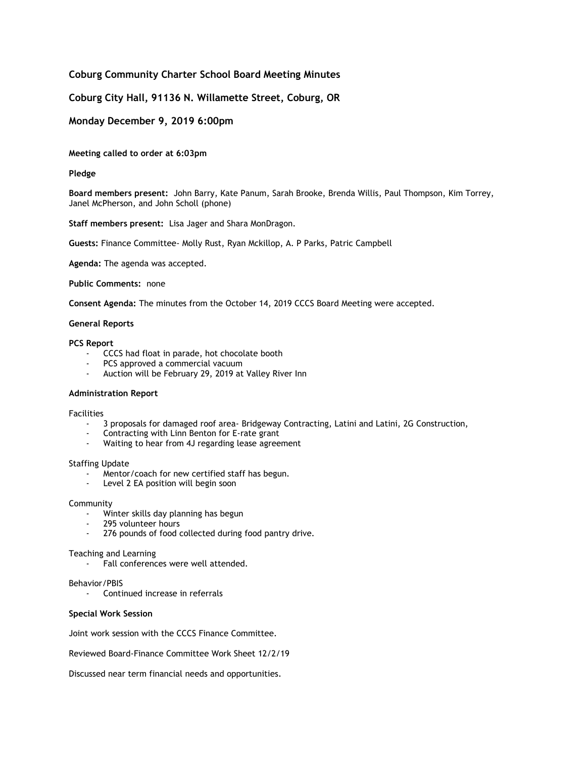# Coburg Community Charter School Board Meeting Minutes

## Coburg City Hall, 91136 N. Willamette Street, Coburg, OR

## Monday December 9, 2019 6:00pm

**Meeting called to order at 6:03pm**

**Pledge**

**Board members present:** John Barry, Kate Panum, Sarah Brooke, Brenda Willis, Paul Thompson, Kim Torrey, Janel McPherson, and John Scholl (phone)

**Staff members present:** Lisa Jager and Shara MonDragon.

**Guests:** Finance Committee- Molly Rust, Ryan Mckillop, A. P Parks, Patric Campbell

**Agenda:** The agenda was accepted.

**Public Comments:** none

**Consent Agenda:** The minutes from the October 14, 2019 CCCS Board Meeting were accepted.

**General Reports**

**PCS Report**

- CCCS had float in parade, hot chocolate booth
- PCS approved a commercial vacuum
- Auction will be February 29, 2019 at Valley River Inn

**Administration Report**

Facilities

- 3 proposals for damaged roof area- Bridgeway Contracting, Latini and Latini, 2G Construction,
- Contracting with Linn Benton for E-rate grant
- Waiting to hear from 4J regarding lease agreement

Staffing Update

- Mentor/coach for new certified staff has begun.
- Level 2 EA position will begin soon

Community

- Winter skills day planning has begun
- 295 volunteer hours
- 276 pounds of food collected during food pantry drive.

Teaching and Learning

- Fall conferences were well attended.

Behavior/PBIS

- Continued increase in referrals

**Special Work Session**

Joint work session with the CCCS Finance Committee.

Reviewed Board-Finance Committee Work Sheet 12/2/19

Discussed near term financial needs and opportunities.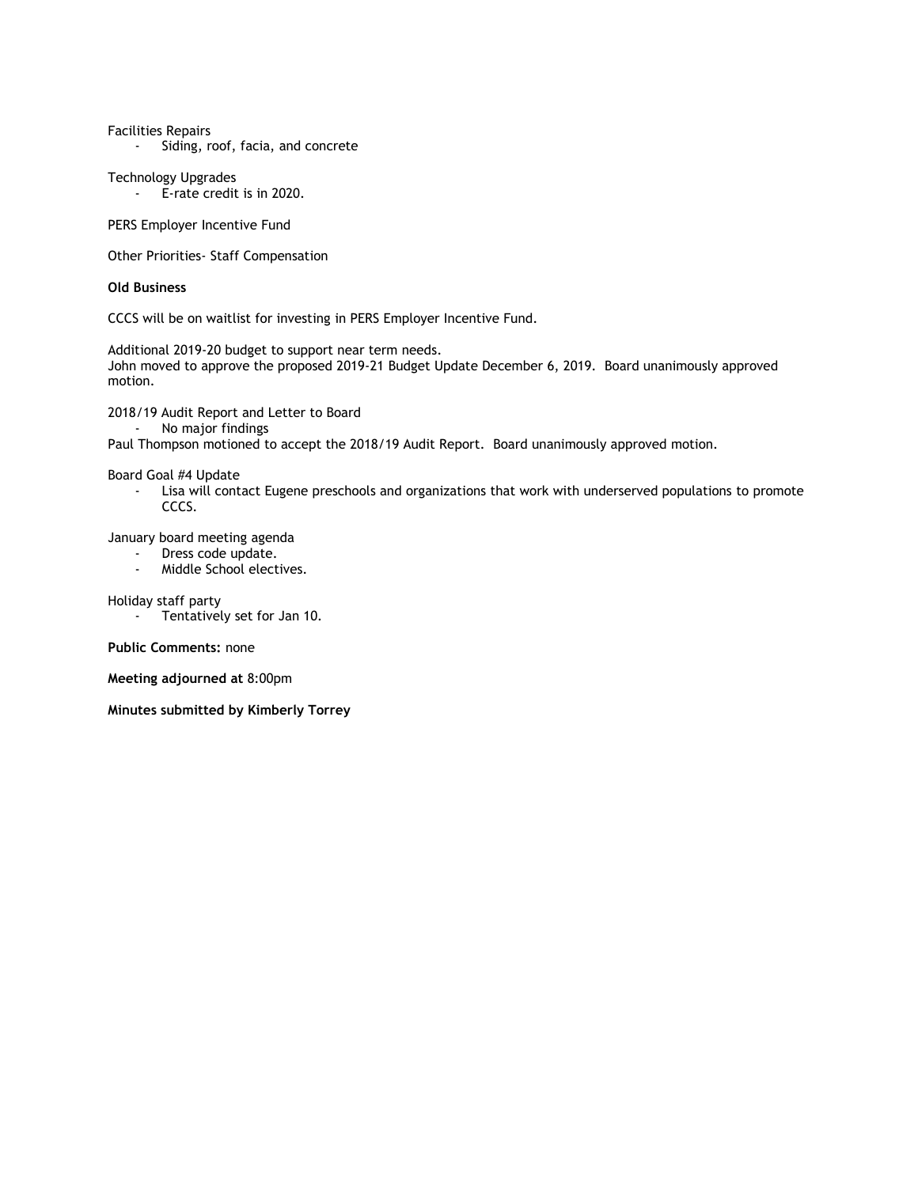Facilities Repairs

- Siding, roof, facia, and concrete

Technology Upgrades

- E-rate credit is in 2020.

PERS Employer Incentive Fund

Other Priorities- Staff Compensation

**Old Business**

CCCS will be on waitlist for investing in PERS Employer Incentive Fund.

Additional 2019-20 budget to support near term needs.
John moved to approve the proposed 2019-21 Budget Update December 6, 2019. Board unanimously approved motion.

2018/19 Audit Report and Letter to Board

- No major findings

Paul Thompson motioned to accept the 2018/19 Audit Report. Board unanimously approved motion.

Board Goal #4 Update

- Lisa will contact Eugene preschools and organizations that work with underserved populations to promote CCCS.

January board meeting agenda

- Dress code update.
- Middle School electives.

Holiday staff party

- Tentatively set for Jan 10.

**Public Comments:** none

**Meeting adjourned at** 8:00pm

**Minutes submitted by Kimberly Torrey**